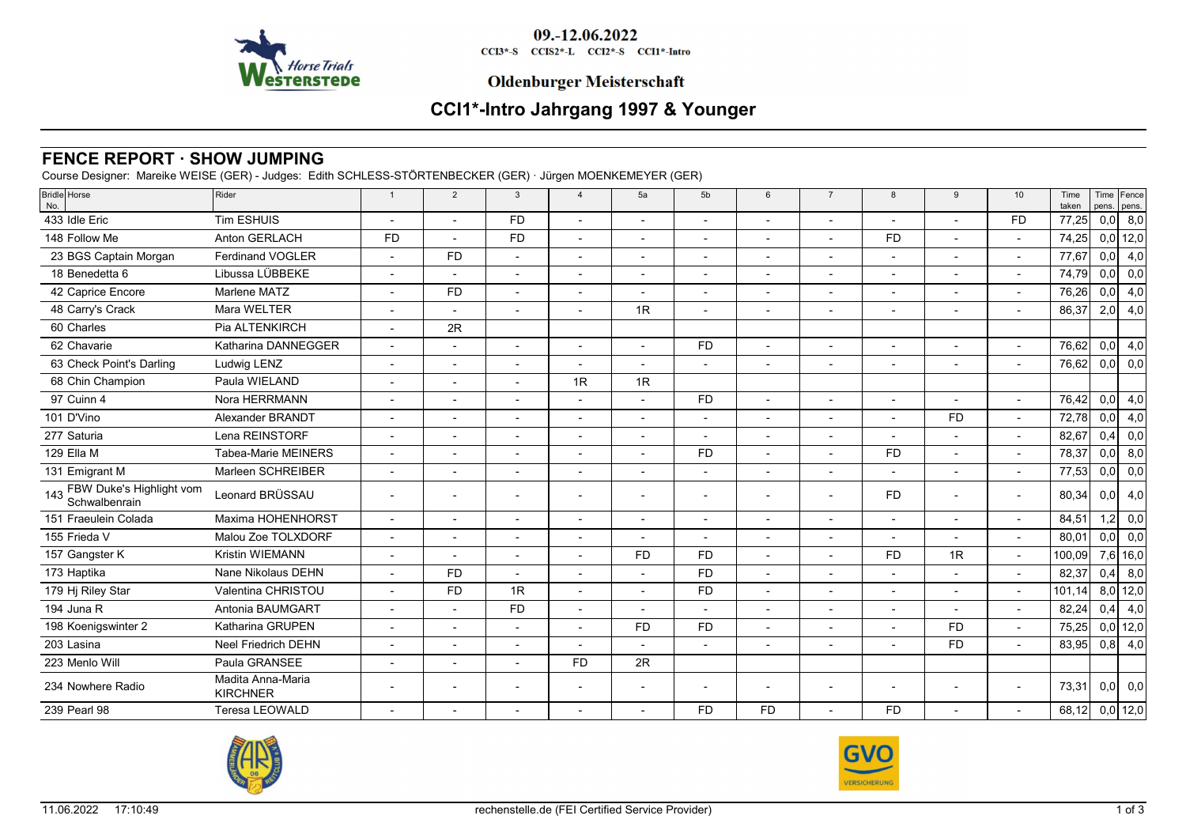09.-12.06.2022

CCI3*-S CCIS2*-L CCI2*-S CCI1*-Intro

Oldenburger Meisterschaft

# CCI1*-Intro Jahrgang 1997 & Younger

## FENCE REPORT · SHOW JUMPING

Course Designer: Mareike WEISE (GER) - Judges: Edith SCHLESS-STÖRTENBECKER (GER) · Jürgen MOENKEMEYER (GER)

| Bridle No. | Horse | Rider | 1 | 2 | 3 | 4 | 5a | 5b | 6 | 7 | 8 | 9 | 10 | Time taken | Time pens. | Fence pens. |
|---|---|---|---|---|---|---|---|---|---|---|---|---|---|---|---|---|
| 433 | Idle Eric | Tim ESHUIS | - | - | FD | - | - | - | - | - | - | - | FD | 77,25 | 0,0 | 8,0 |
| 148 | Follow Me | Anton GERLACH | FD | - | FD | - | - | - | - | - | FD | - | - | 74,25 | 0,0 | 12,0 |
| 23 | BGS Captain Morgan | Ferdinand VOGLER | - | FD | - | - | - | - | - | - | - | - | - | 77,67 | 0,0 | 4,0 |
| 18 | Benedetta 6 | Libussa LÜBBEKE | - | - | - | - | - | - | - | - | - | - | - | 74,79 | 0,0 | 0,0 |
| 42 | Caprice Encore | Marlene MATZ | - | FD | - | - | - | - | - | - | - | - | - | 76,26 | 0,0 | 4,0 |
| 48 | Carry's Crack | Mara WELTER | - | - | - | - | 1R | - | - | - | - | - | - | 86,37 | 2,0 | 4,0 |
| 60 | Charles | Pia ALTENKIRCH | - | 2R | | | | | | | | | | | | |
| 62 | Chavarie | Katharina DANNEGGER | - | - | - | - | - | FD | - | - | - | - | - | 76,62 | 0,0 | 4,0 |
| 63 | Check Point's Darling | Ludwig LENZ | - | - | - | - | - | - | - | - | - | - | - | 76,62 | 0,0 | 0,0 |
| 68 | Chin Champion | Paula WIELAND | - | - | - | 1R | 1R | | | | | | | | | |
| 97 | Cuinn 4 | Nora HERRMANN | - | - | - | - | - | FD | - | - | - | - | - | 76,42 | 0,0 | 4,0 |
| 101 | D'Vino | Alexander BRANDT | - | - | - | - | - | - | - | - | - | FD | - | 72,78 | 0,0 | 4,0 |
| 277 | Saturia | Lena REINSTORF | - | - | - | - | - | - | - | - | - | - | - | 82,67 | 0,4 | 0,0 |
| 129 | Ella M | Tabea-Marie MEINERS | - | - | - | - | - | FD | - | - | FD | - | - | 78,37 | 0,0 | 8,0 |
| 131 | Emigrant M | Marleen SCHREIBER | - | - | - | - | - | - | - | - | - | - | - | 77,53 | 0,0 | 0,0 |
| 143 | FBW Duke's Highlight vom Schwalbenrain | Leonard BRÜSSAU | - | - | - | - | - | - | - | - | FD | - | - | 80,34 | 0,0 | 4,0 |
| 151 | Fraeulein Colada | Maxima HOHENHORST | - | - | - | - | - | - | - | - | - | - | - | 84,51 | 1,2 | 0,0 |
| 155 | Frieda V | Malou Zoe TOLXDORF | - | - | - | - | - | - | - | - | - | - | - | 80,01 | 0,0 | 0,0 |
| 157 | Gangster K | Kristin WIEMANN | - | - | - | - | FD | FD | - | - | FD | 1R | - | 100,09 | 7,6 | 16,0 |
| 173 | Haptika | Nane Nikolaus DEHN | - | FD | - | - | - | FD | - | - | - | - | - | 82,37 | 0,4 | 8,0 |
| 179 | Hj Riley Star | Valentina CHRISTOU | - | FD | 1R | - | - | FD | - | - | - | - | - | 101,14 | 8,0 | 12,0 |
| 194 | Juna R | Antonia BAUMGART | - | - | FD | - | - | - | - | - | - | - | - | 82,24 | 0,4 | 4,0 |
| 198 | Koenigswinter 2 | Katharina GRUPEN | - | - | - | - | FD | FD | - | - | - | FD | - | 75,25 | 0,0 | 12,0 |
| 203 | Lasina | Neel Friedrich DEHN | - | - | - | - | - | - | - | - | - | FD | - | 83,95 | 0,8 | 4,0 |
| 223 | Menlo Will | Paula GRANSEE | - | - | - | FD | 2R | | | | | | | | | |
| 234 | Nowhere Radio | Madita Anna-Maria KIRCHNER | - | - | - | - | - | - | - | - | - | - | - | 73,31 | 0,0 | 0,0 |
| 239 | Pearl 98 | Teresa LEOWALD | - | - | - | - | - | FD | FD | - | FD | - | - | 68,12 | 0,0 | 12,0 |

11.06.2022 17:10:49 rechenstelle.de (FEI Certified Service Provider)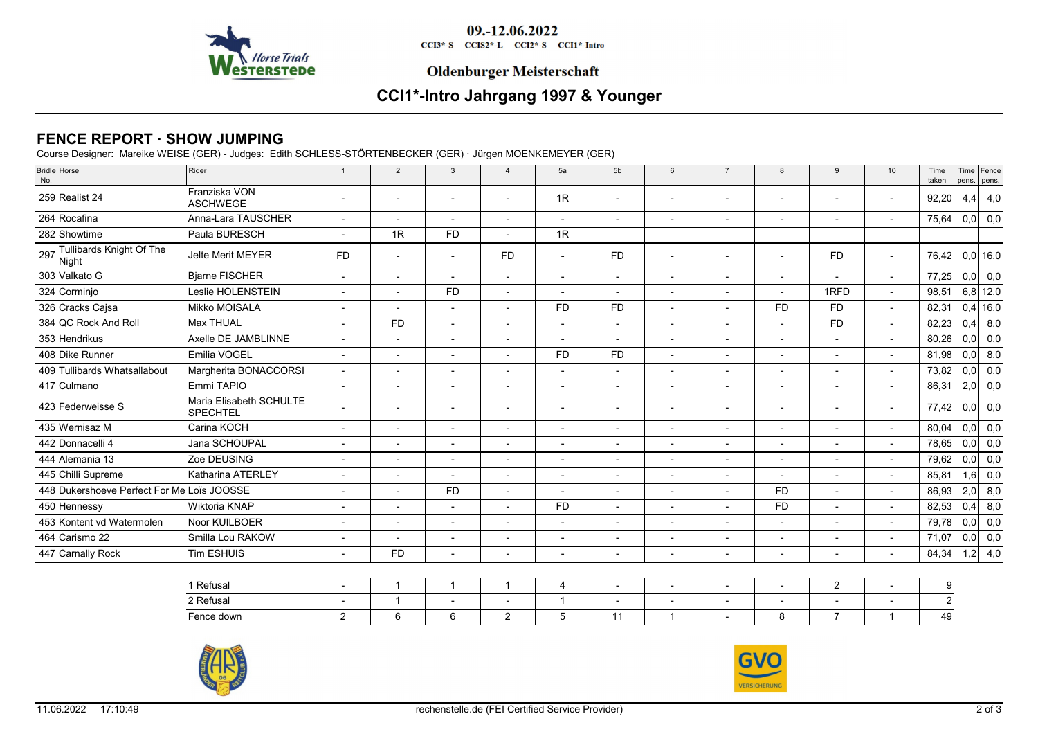09.-12.06.2022

CCI3*-S CCIS2*-L CCI2*-S CCI1*-Intro

**Oldenburger Meisterschaft**

# CCI1*-Intro Jahrgang 1997 & Younger

## FENCE REPORT · SHOW JUMPING

Course Designer: Mareike WEISE (GER) - Judges: Edith SCHLESS-STÖRTENBECKER (GER) · Jürgen MOENKEMEYER (GER)

| Bridle No. | Horse | Rider | 1 | 2 | 3 | 4 | 5a | 5b | 6 | 7 | 8 | 9 | 10 | Time taken | Time pens. | Fence pens. |
|---|---|---|---|---|---|---|---|---|---|---|---|---|---|---|---|---|
| 259 | Realist 24 | Franziska VON ASCHWEGE | - | - | - | - | 1R | - | - | - | - | - | - | 92,20 | 4,4 | 4,0 |
| 264 | Rocafina | Anna-Lara TAUSCHER | - | - | - | - | - | - | - | - | - | - | - | 75,64 | 0,0 | 0,0 |
| 282 | Showtime | Paula BURESCH | - | 1R | FD | - | 1R | | | | | | | | | |
| 297 | Tullibards Knight Of The Night | Jelte Merit MEYER | FD | - | - | FD | - | FD | - | - | - | FD | - | 76,42 | 0,0 | 16,0 |
| 303 | Valkato G | Bjarne FISCHER | - | - | - | - | - | - | - | - | - | - | - | 77,25 | 0,0 | 0,0 |
| 324 | Corminjo | Leslie HOLENSTEIN | - | - | FD | - | - | - | - | - | - | 1RFD | - | 98,51 | 6,8 | 12,0 |
| 326 | Cracks Cajsa | Mikko MOISALA | - | - | - | - | FD | FD | - | - | FD | FD | - | 82,31 | 0,4 | 16,0 |
| 384 | QC Rock And Roll | Max THUAL | - | FD | - | - | - | - | - | - | - | FD | - | 82,23 | 0,4 | 8,0 |
| 353 | Hendrikus | Axelle DE JAMBLINNE | - | - | - | - | - | - | - | - | - | - | - | 80,26 | 0,0 | 0,0 |
| 408 | Dike Runner | Emilia VOGEL | - | - | - | - | FD | FD | - | - | - | - | - | 81,98 | 0,0 | 8,0 |
| 409 | Tullibards Whatsallabout | Margherita BONACCORSI | - | - | - | - | - | - | - | - | - | - | - | 73,82 | 0,0 | 0,0 |
| 417 | Culmano | Emmi TAPIO | - | - | - | - | - | - | - | - | - | - | - | 86,31 | 2,0 | 0,0 |
| 423 | Federweisse S | Maria Elisabeth SCHULTE SPECHTEL | - | - | - | - | - | - | - | - | - | - | - | 77,42 | 0,0 | 0,0 |
| 435 | Wernisaz M | Carina KOCH | - | - | - | - | - | - | - | - | - | - | - | 80,04 | 0,0 | 0,0 |
| 442 | Donnacelli 4 | Jana SCHOUPAL | - | - | - | - | - | - | - | - | - | - | - | 78,65 | 0,0 | 0,0 |
| 444 | Alemania 13 | Zoe DEUSING | - | - | - | - | - | - | - | - | - | - | - | 79,62 | 0,0 | 0,0 |
| 445 | Chilli Supreme | Katharina ATERLEY | - | - | - | - | - | - | - | - | - | - | - | 85,81 | 1,6 | 0,0 |
| 448 | Dukershoeve Perfect For Me | Loïs JOOSSE | - | - | FD | - | - | - | - | - | FD | - | - | 86,93 | 2,0 | 8,0 |
| 450 | Hennessy | Wiktoria KNAP | - | - | - | - | FD | - | - | - | FD | - | - | 82,53 | 0,4 | 8,0 |
| 453 | Kontent vd Watermolen | Noor KUILBOER | - | - | - | - | - | - | - | - | - | - | - | 79,78 | 0,0 | 0,0 |
| 464 | Carismo 22 | Smilla Lou RAKOW | - | - | - | - | - | - | - | - | - | - | - | 71,07 | 0,0 | 0,0 |
| 447 | Carnally Rock | Tim ESHUIS | - | FD | - | - | - | - | - | - | - | - | - | 84,34 | 1,2 | 4,0 |

| | 1 | 2 | 3 | 4 | 5a | 5b | 6 | 7 | 8 | 9 | 10 | Total |
|---|---|---|---|---|---|---|---|---|---|---|---|---|
| 1 Refusal | - | 1 | 1 | 1 | 4 | - | - | - | - | 2 | - | 9 |
| 2 Refusal | - | 1 | - | - | 1 | - | - | - | - | - | - | 2 |
| Fence down | 2 | 6 | 6 | 2 | 5 | 11 | 1 | - | 8 | 7 | 1 | 49 |

11.06.2022 17:10:49 rechenstelle.de (FEI Certified Service Provider)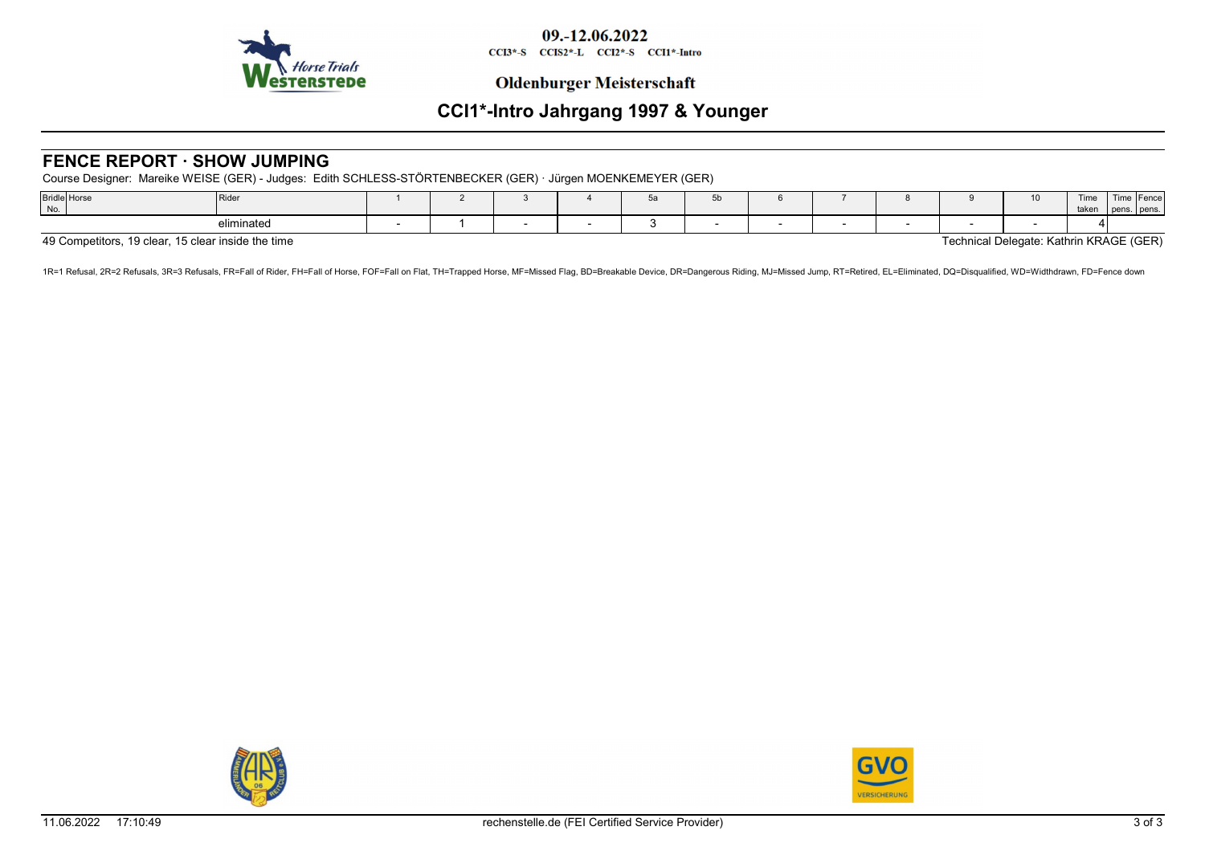09.-12.06.2022

CCI3*-S CCIS2*-L CCI2*-S CCI1*-Intro

Oldenburger Meisterschaft

# CCI1*-Intro Jahrgang 1997 & Younger

## FENCE REPORT · SHOW JUMPING

Course Designer: Mareike WEISE (GER) - Judges: Edith SCHLESS-STÖRTENBECKER (GER) · Jürgen MOENKEMEYER (GER)

| Bridle No. | Horse | Rider | 1 | 2 | 3 | 4 | 5a | 5b | 6 | 7 | 8 | 9 | 10 | Time taken | Time pens. | Fence pens. |
|---|---|---|---|---|---|---|---|---|---|---|---|---|---|---|---|---|
| | | eliminated | - | 1 | - | - | 3 | - | - | - | - | - | - | 4 | | |

49 Competitors, 19 clear, 15 clear inside the time

Technical Delegate: Kathrin KRAGE (GER)

1R=1 Refusal, 2R=2 Refusals, 3R=3 Refusals, FR=Fall of Rider, FH=Fall of Horse, FOF=Fall on Flat, TH=Trapped Horse, MF=Missed Flag, BD=Breakable Device, DR=Dangerous Riding, MJ=Missed Jump, RT=Retired, EL=Eliminated, DQ=Disqualified, WD=Widthdrawn, FD=Fence down

11.06.2022 17:10:49

rechenstelle.de (FEI Certified Service Provider)